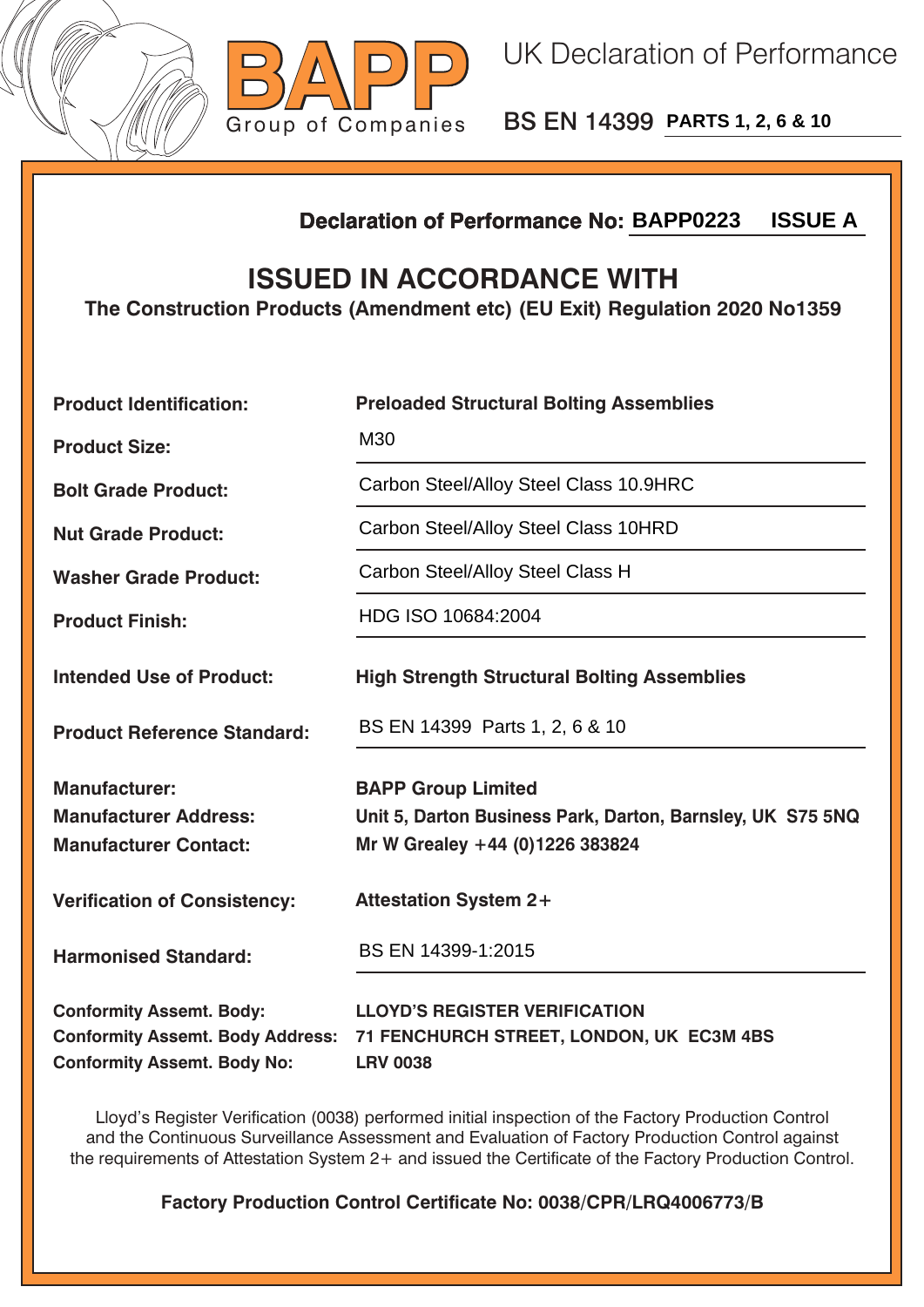BAPP
Group of Companies

# UK Declaration of Performance

## BS EN 14399 PARTS 1, 2, 6 & 10

**Declaration of Performance No: BAPP0223 ISSUE A**

## ISSUED IN ACCORDANCE WITH

**The Construction Products (Amendment etc) (EU Exit) Regulation 2020 No1359**

| | |
|---|---|
| **Product Identification:** | **Preloaded Structural Bolting Assemblies** |
| **Product Size:** | M30 |
| **Bolt Grade Product:** | Carbon Steel/Alloy Steel Class 10.9HRC |
| **Nut Grade Product:** | Carbon Steel/Alloy Steel Class 10HRD |
| **Washer Grade Product:** | Carbon Steel/Alloy Steel Class H |
| **Product Finish:** | HDG ISO 10684:2004 |
| **Intended Use of Product:** | **High Strength Structural Bolting Assemblies** |
| **Product Reference Standard:** | BS EN 14399 Parts 1, 2, 6 & 10 |
| **Manufacturer:** | **BAPP Group Limited** |
| **Manufacturer Address:** | **Unit 5, Darton Business Park, Darton, Barnsley, UK S75 5NQ** |
| **Manufacturer Contact:** | **Mr W Grealey +44 (0)1226 383824** |
| **Verification of Consistency:** | **Attestation System 2+** |
| **Harmonised Standard:** | BS EN 14399-1:2015 |
| **Conformity Assemt. Body:** | **LLOYD'S REGISTER VERIFICATION** |
| **Conformity Assemt. Body Address:** | **71 FENCHURCH STREET, LONDON, UK EC3M 4BS** |
| **Conformity Assemt. Body No:** | **LRV 0038** |

Lloyd's Register Verification (0038) performed initial inspection of the Factory Production Control and the Continuous Surveillance Assessment and Evaluation of Factory Production Control against the requirements of Attestation System 2+ and issued the Certificate of the Factory Production Control.

**Factory Production Control Certificate No: 0038/CPR/LRQ4006773/B**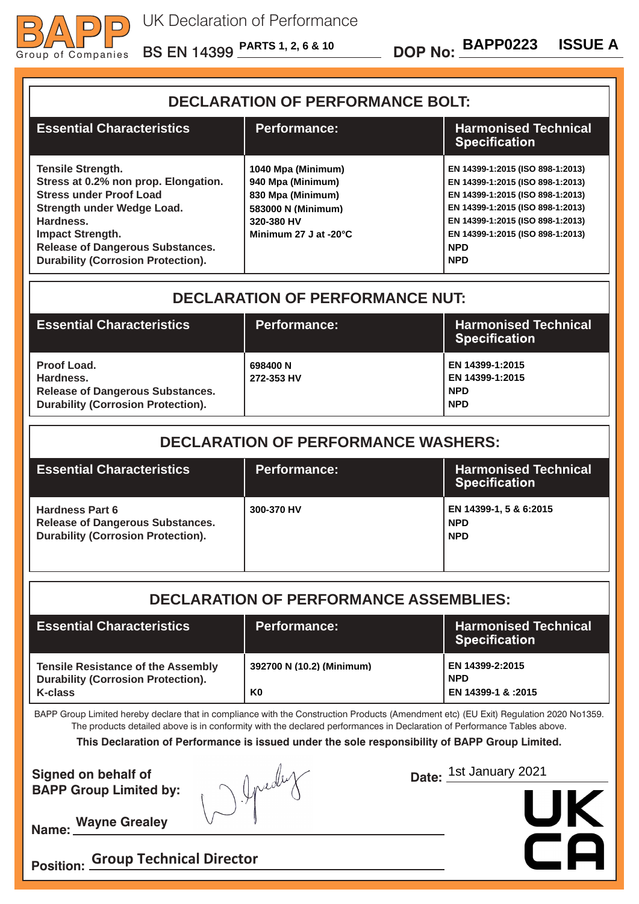UK Declaration of Performance

BS EN 14399 PARTS 1, 2, 6 & 10 DOP No: BAPP0223 ISSUE A

## DECLARATION OF PERFORMANCE BOLT:

| Essential Characteristics | Performance: | Harmonised Technical Specification |
|---|---|---|
| Tensile Strength. | 1040 Mpa (Minimum) | EN 14399-1:2015 (ISO 898-1:2013) |
| Stress at 0.2% non prop. Elongation. | 940 Mpa (Minimum) | EN 14399-1:2015 (ISO 898-1:2013) |
| Stress under Proof Load | 830 Mpa (Minimum) | EN 14399-1:2015 (ISO 898-1:2013) |
| Strength under Wedge Load. | 583000 N (Minimum) | EN 14399-1:2015 (ISO 898-1:2013) |
| Hardness. | 320-380 HV | EN 14399-1:2015 (ISO 898-1:2013) |
| Impact Strength. | Minimum 27 J at -20°C | EN 14399-1:2015 (ISO 898-1:2013) |
| Release of Dangerous Substances. | | NPD |
| Durability (Corrosion Protection). | | NPD |

## DECLARATION OF PERFORMANCE NUT:

| Essential Characteristics | Performance: | Harmonised Technical Specification |
|---|---|---|
| Proof Load. | 698400 N | EN 14399-1:2015 |
| Hardness. | 272-353 HV | EN 14399-1:2015 |
| Release of Dangerous Substances. | | NPD |
| Durability (Corrosion Protection). | | NPD |

## DECLARATION OF PERFORMANCE WASHERS:

| Essential Characteristics | Performance: | Harmonised Technical Specification |
|---|---|---|
| Hardness Part 6 | 300-370 HV | EN 14399-1, 5 & 6:2015 |
| Release of Dangerous Substances. | | NPD |
| Durability (Corrosion Protection). | | NPD |

## DECLARATION OF PERFORMANCE ASSEMBLIES:

| Essential Characteristics | Performance: | Harmonised Technical Specification |
|---|---|---|
| Tensile Resistance of the Assembly | 392700 N (10.2) (Minimum) | EN 14399-2:2015 |
| Durability (Corrosion Protection). | | NPD |
| K-class | K0 | EN 14399-1 & :2015 |

BAPP Group Limited hereby declare that in compliance with the Construction Products (Amendment etc) (EU Exit) Regulation 2020 No1359. The products detailed above is in conformity with the declared performances in Declaration of Performance Tables above.

**This Declaration of Performance is issued under the sole responsibility of BAPP Group Limited.**

**Signed on behalf of BAPP Group Limited by:**

**Date:** 1st January 2021

**Name:** Wayne Grealey

**Position:** Group Technical Director

UK CA